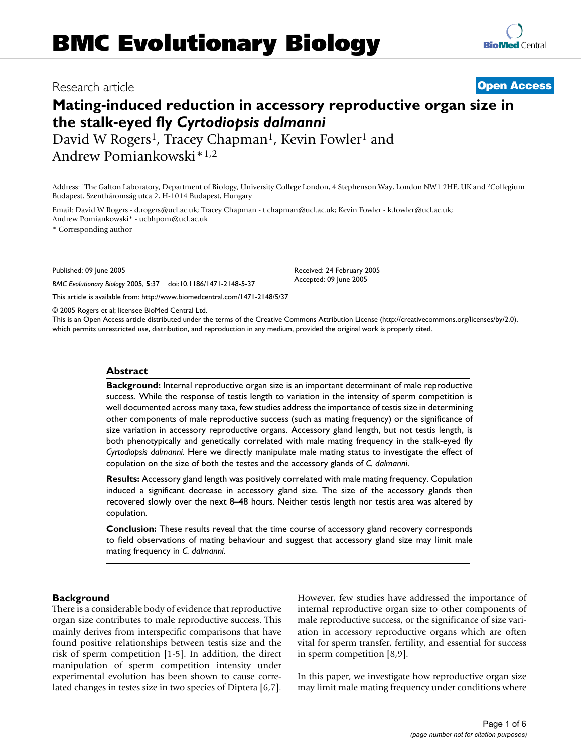# BMC Evolutionary Biology

Research article

**Open Access**

## Mating-induced reduction in accessory reproductive organ size in the stalk-eyed fly *Cyrtodiopsis dalmanni*

David W Rogers[1], Tracey Chapman[1], Kevin Fowler[1] and Andrew Pomiankowski*[1,2]

Address: [1]The Galton Laboratory, Department of Biology, University College London, 4 Stephenson Way, London NW1 2HE, UK and [2]Collegium Budapest, Szentháromság utca 2, H-1014 Budapest, Hungary

Email: David W Rogers - d.rogers@ucl.ac.uk; Tracey Chapman - t.chapman@ucl.ac.uk; Kevin Fowler - k.fowler@ucl.ac.uk; Andrew Pomiankowski* - ucbhpom@ucl.ac.uk

\* Corresponding author

Published: 09 June 2005

*BMC Evolutionary Biology* 2005, **5**:37 doi:10.1186/1471-2148-5-37

Received: 24 February 2005

Accepted: 09 June 2005

This article is available from: http://www.biomedcentral.com/1471-2148/5/37

© 2005 Rogers et al; licensee BioMed Central Ltd.

This is an Open Access article distributed under the terms of the Creative Commons Attribution License (http://creativecommons.org/licenses/by/2.0), which permits unrestricted use, distribution, and reproduction in any medium, provided the original work is properly cited.

### Abstract

**Background:** Internal reproductive organ size is an important determinant of male reproductive success. While the response of testis length to variation in the intensity of sperm competition is well documented across many taxa, few studies address the importance of testis size in determining other components of male reproductive success (such as mating frequency) or the significance of size variation in accessory reproductive organs. Accessory gland length, but not testis length, is both phenotypically and genetically correlated with male mating frequency in the stalk-eyed fly *Cyrtodiopsis dalmanni*. Here we directly manipulate male mating status to investigate the effect of copulation on the size of both the testes and the accessory glands of *C. dalmanni*.

**Results:** Accessory gland length was positively correlated with male mating frequency. Copulation induced a significant decrease in accessory gland size. The size of the accessory glands then recovered slowly over the next 8–48 hours. Neither testis length nor testis area was altered by copulation.

**Conclusion:** These results reveal that the time course of accessory gland recovery corresponds to field observations of mating behaviour and suggest that accessory gland size may limit male mating frequency in *C. dalmanni*.

## Background

There is a considerable body of evidence that reproductive organ size contributes to male reproductive success. This mainly derives from interspecific comparisons that have found positive relationships between testis size and the risk of sperm competition [1-5]. In addition, the direct manipulation of sperm competition intensity under experimental evolution has been shown to cause correlated changes in testes size in two species of Diptera [6,7]. However, few studies have addressed the importance of internal reproductive organ size to other components of male reproductive success, or the significance of size variation in accessory reproductive organs which are often vital for sperm transfer, fertility, and essential for success in sperm competition [8,9].

In this paper, we investigate how reproductive organ size may limit male mating frequency under conditions where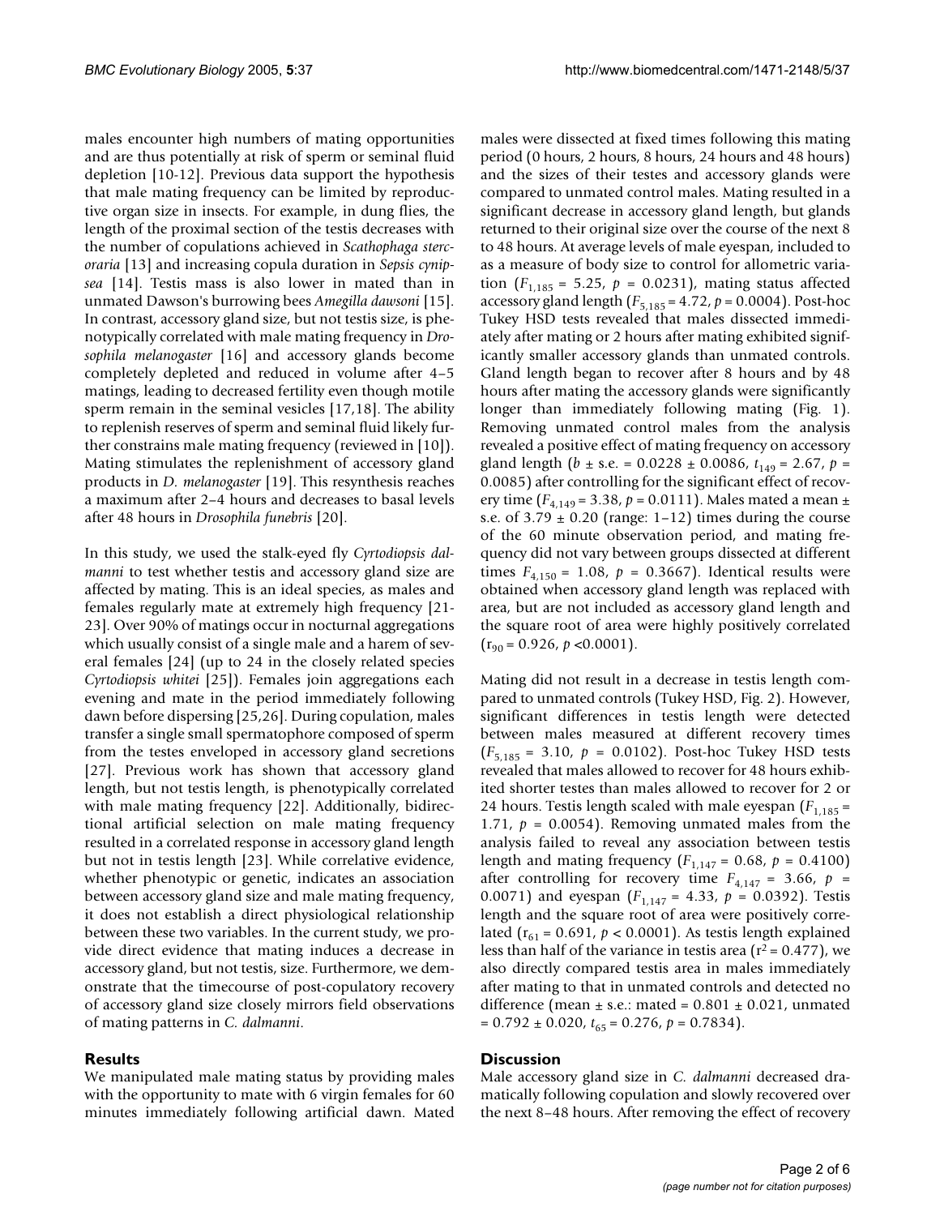males encounter high numbers of mating opportunities and are thus potentially at risk of sperm or seminal fluid depletion [10-12]. Previous data support the hypothesis that male mating frequency can be limited by reproductive organ size in insects. For example, in dung flies, the length of the proximal section of the testis decreases with the number of copulations achieved in *Scathophaga stercoraria* [13] and increasing copula duration in *Sepsis cynipsea* [14]. Testis mass is also lower in mated than in unmated Dawson's burrowing bees *Amegilla dawsoni* [15]. In contrast, accessory gland size, but not testis size, is phenotypically correlated with male mating frequency in *Drosophila melanogaster* [16] and accessory glands become completely depleted and reduced in volume after 4–5 matings, leading to decreased fertility even though motile sperm remain in the seminal vesicles [17,18]. The ability to replenish reserves of sperm and seminal fluid likely further constrains male mating frequency (reviewed in [10]). Mating stimulates the replenishment of accessory gland products in *D. melanogaster* [19]. This resynthesis reaches a maximum after 2–4 hours and decreases to basal levels after 48 hours in *Drosophila funebris* [20].

In this study, we used the stalk-eyed fly *Cyrtodiopsis dalmanni* to test whether testis and accessory gland size are affected by mating. This is an ideal species, as males and females regularly mate at extremely high frequency [21-23]. Over 90% of matings occur in nocturnal aggregations which usually consist of a single male and a harem of several females [24] (up to 24 in the closely related species *Cyrtodiopsis whitei* [25]). Females join aggregations each evening and mate in the period immediately following dawn before dispersing [25,26]. During copulation, males transfer a single small spermatophore composed of sperm from the testes enveloped in accessory gland secretions [27]. Previous work has shown that accessory gland length, but not testis length, is phenotypically correlated with male mating frequency [22]. Additionally, bidirectional artificial selection on male mating frequency resulted in a correlated response in accessory gland length but not in testis length [23]. While correlative evidence, whether phenotypic or genetic, indicates an association between accessory gland size and male mating frequency, it does not establish a direct physiological relationship between these two variables. In the current study, we provide direct evidence that mating induces a decrease in accessory gland, but not testis, size. Furthermore, we demonstrate that the timecourse of post-copulatory recovery of accessory gland size closely mirrors field observations of mating patterns in *C. dalmanni*.

## Results

We manipulated male mating status by providing males with the opportunity to mate with 6 virgin females for 60 minutes immediately following artificial dawn. Mated males were dissected at fixed times following this mating period (0 hours, 2 hours, 8 hours, 24 hours and 48 hours) and the sizes of their testes and accessory glands were compared to unmated control males. Mating resulted in a significant decrease in accessory gland length, but glands returned to their original size over the course of the next 8 to 48 hours. At average levels of male eyespan, included to as a measure of body size to control for allometric variation ($F_{1,185}$ = 5.25, $p$ = 0.0231), mating status affected accessory gland length ($F_{5,185}$ = 4.72, $p$ = 0.0004). Post-hoc Tukey HSD tests revealed that males dissected immediately after mating or 2 hours after mating exhibited significantly smaller accessory glands than unmated controls. Gland length began to recover after 8 hours and by 48 hours after mating the accessory glands were significantly longer than immediately following mating (Fig. 1). Removing unmated control males from the analysis revealed a positive effect of mating frequency on accessory gland length ($b$ ± s.e. = 0.0228 ± 0.0086, $t_{149}$ = 2.67, $p$ = 0.0085) after controlling for the significant effect of recovery time ($F_{4,149}$ = 3.38, $p$ = 0.0111). Males mated a mean ± s.e. of 3.79 ± 0.20 (range: 1–12) times during the course of the 60 minute observation period, and mating frequency did not vary between groups dissected at different times $F_{4,150}$ = 1.08, $p$ = 0.3667). Identical results were obtained when accessory gland length was replaced with area, but are not included as accessory gland length and the square root of area were highly positively correlated ($r_{90}$ = 0.926, $p$ <0.0001).

Mating did not result in a decrease in testis length compared to unmated controls (Tukey HSD, Fig. 2). However, significant differences in testis length were detected between males measured at different recovery times ($F_{5,185}$ = 3.10, $p$ = 0.0102). Post-hoc Tukey HSD tests revealed that males allowed to recover for 48 hours exhibited shorter testes than males allowed to recover for 2 or 24 hours. Testis length scaled with male eyespan ($F_{1,185}$ = 1.71, $p$ = 0.0054). Removing unmated males from the analysis failed to reveal any association between testis length and mating frequency ($F_{1,147}$ = 0.68, $p$ = 0.4100) after controlling for recovery time $F_{4,147}$ = 3.66, $p$ = 0.0071) and eyespan ($F_{1,147}$ = 4.33, $p$ = 0.0392). Testis length and the square root of area were positively correlated ($r_{61}$ = 0.691, $p$ < 0.0001). As testis length explained less than half of the variance in testis area ($r^2$ = 0.477), we also directly compared testis area in males immediately after mating to that in unmated controls and detected no difference (mean ± s.e.: mated = 0.801 ± 0.021, unmated = 0.792 ± 0.020, $t_{65}$ = 0.276, $p$ = 0.7834).

## Discussion

Male accessory gland size in *C. dalmanni* decreased dramatically following copulation and slowly recovered over the next 8–48 hours. After removing the effect of recovery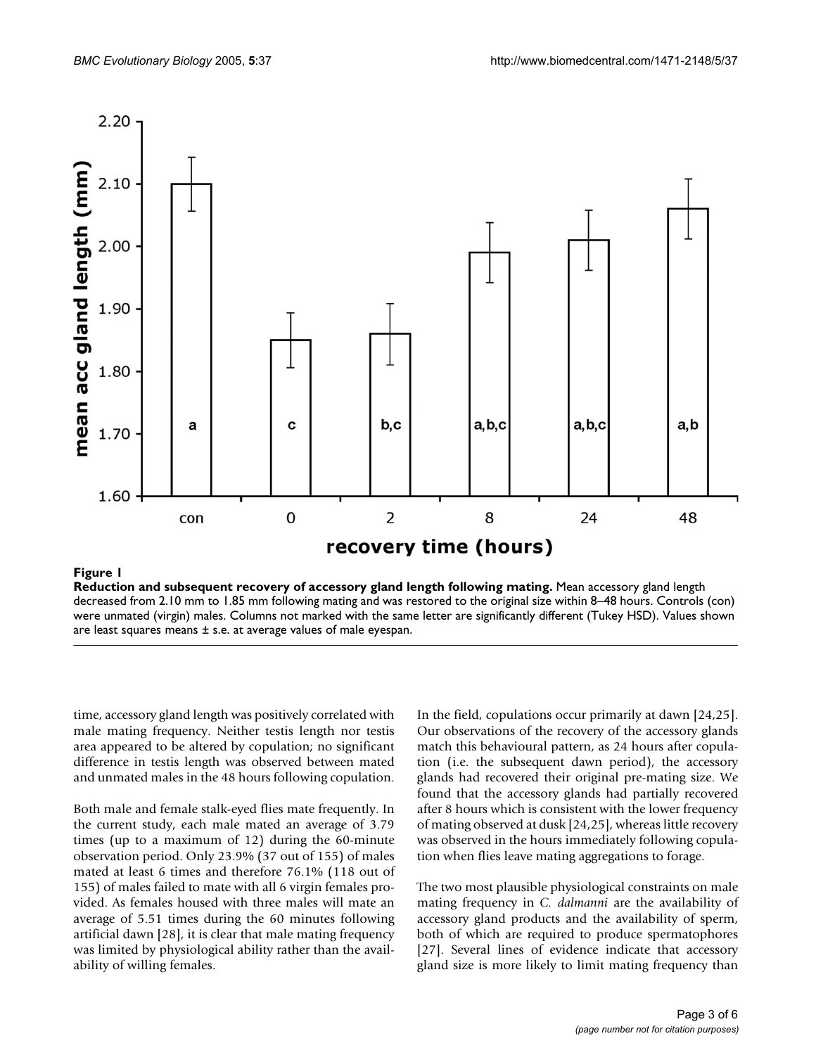**Figure 1**

**Reduction and subsequent recovery of accessory gland length following mating.** Mean accessory gland length decreased from 2.10 mm to 1.85 mm following mating and was restored to the original size within 8–48 hours. Controls (con) were unmated (virgin) males. Columns not marked with the same letter are significantly different (Tukey HSD). Values shown are least squares means ± s.e. at average values of male eyespan.

time, accessory gland length was positively correlated with male mating frequency. Neither testis length nor testis area appeared to be altered by copulation; no significant difference in testis length was observed between mated and unmated males in the 48 hours following copulation.

Both male and female stalk-eyed flies mate frequently. In the current study, each male mated an average of 3.79 times (up to a maximum of 12) during the 60-minute observation period. Only 23.9% (37 out of 155) of males mated at least 6 times and therefore 76.1% (118 out of 155) of males failed to mate with all 6 virgin females provided. As females housed with three males will mate an average of 5.51 times during the 60 minutes following artificial dawn [28], it is clear that male mating frequency was limited by physiological ability rather than the availability of willing females.

In the field, copulations occur primarily at dawn [24,25]. Our observations of the recovery of the accessory glands match this behavioural pattern, as 24 hours after copulation (i.e. the subsequent dawn period), the accessory glands had recovered their original pre-mating size. We found that the accessory glands had partially recovered after 8 hours which is consistent with the lower frequency of mating observed at dusk [24,25], whereas little recovery was observed in the hours immediately following copulation when flies leave mating aggregations to forage.

The two most plausible physiological constraints on male mating frequency in *C. dalmanni* are the availability of accessory gland products and the availability of sperm, both of which are required to produce spermatophores [27]. Several lines of evidence indicate that accessory gland size is more likely to limit mating frequency than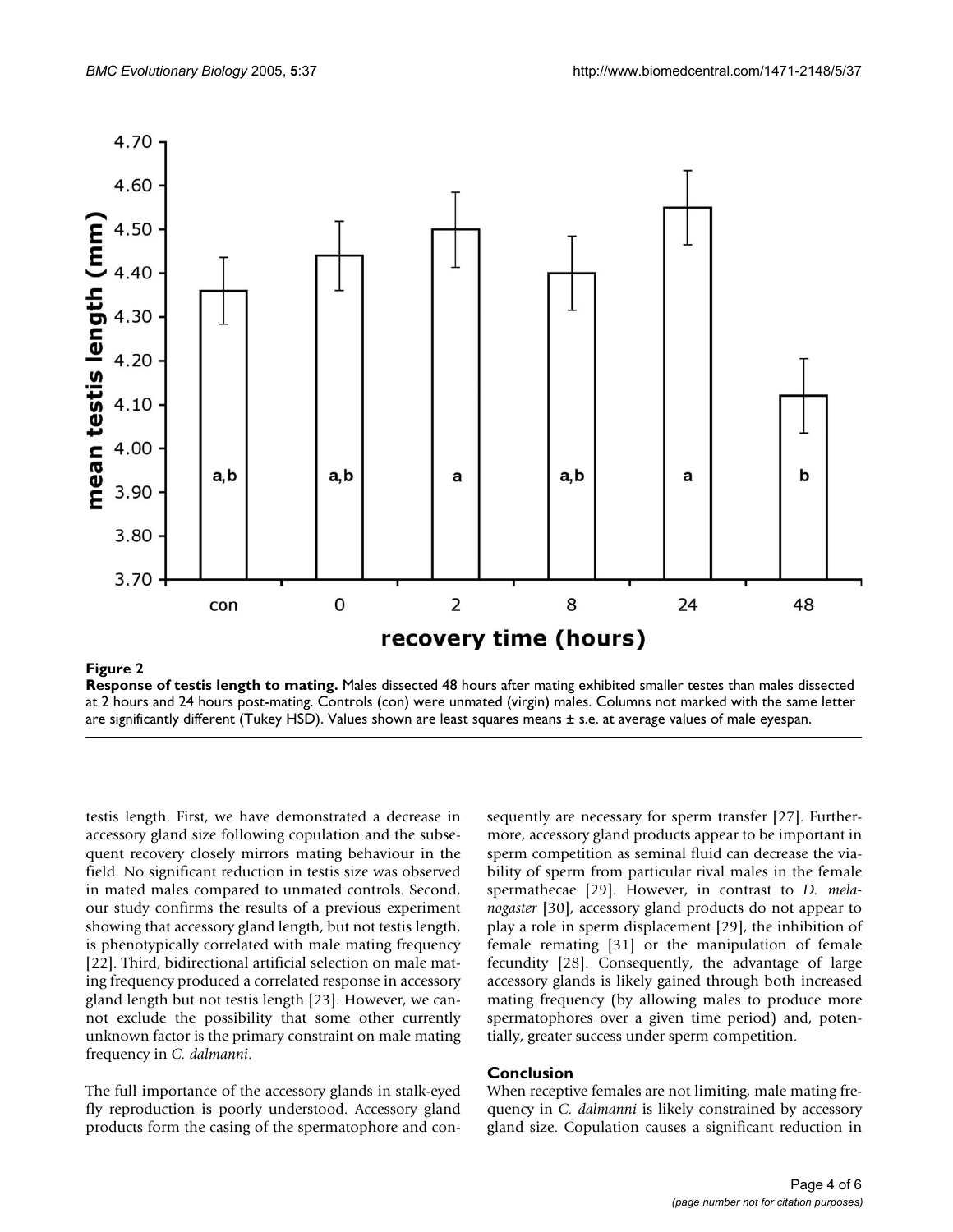**Figure 2**

**Response of testis length to mating.** Males dissected 48 hours after mating exhibited smaller testes than males dissected at 2 hours and 24 hours post-mating. Controls (con) were unmated (virgin) males. Columns not marked with the same letter are significantly different (Tukey HSD). Values shown are least squares means ± s.e. at average values of male eyespan.

testis length. First, we have demonstrated a decrease in accessory gland size following copulation and the subsequent recovery closely mirrors mating behaviour in the field. No significant reduction in testis size was observed in mated males compared to unmated controls. Second, our study confirms the results of a previous experiment showing that accessory gland length, but not testis length, is phenotypically correlated with male mating frequency [22]. Third, bidirectional artificial selection on male mating frequency produced a correlated response in accessory gland length but not testis length [23]. However, we cannot exclude the possibility that some other currently unknown factor is the primary constraint on male mating frequency in *C. dalmanni*.

The full importance of the accessory glands in stalk-eyed fly reproduction is poorly understood. Accessory gland products form the casing of the spermatophore and consequently are necessary for sperm transfer [27]. Furthermore, accessory gland products appear to be important in sperm competition as seminal fluid can decrease the viability of sperm from particular rival males in the female spermathecae [29]. However, in contrast to *D. melanogaster* [30], accessory gland products do not appear to play a role in sperm displacement [29], the inhibition of female remating [31] or the manipulation of female fecundity [28]. Consequently, the advantage of large accessory glands is likely gained through both increased mating frequency (by allowing males to produce more spermatophores over a given time period) and, potentially, greater success under sperm competition.

## Conclusion

When receptive females are not limiting, male mating frequency in *C. dalmanni* is likely constrained by accessory gland size. Copulation causes a significant reduction in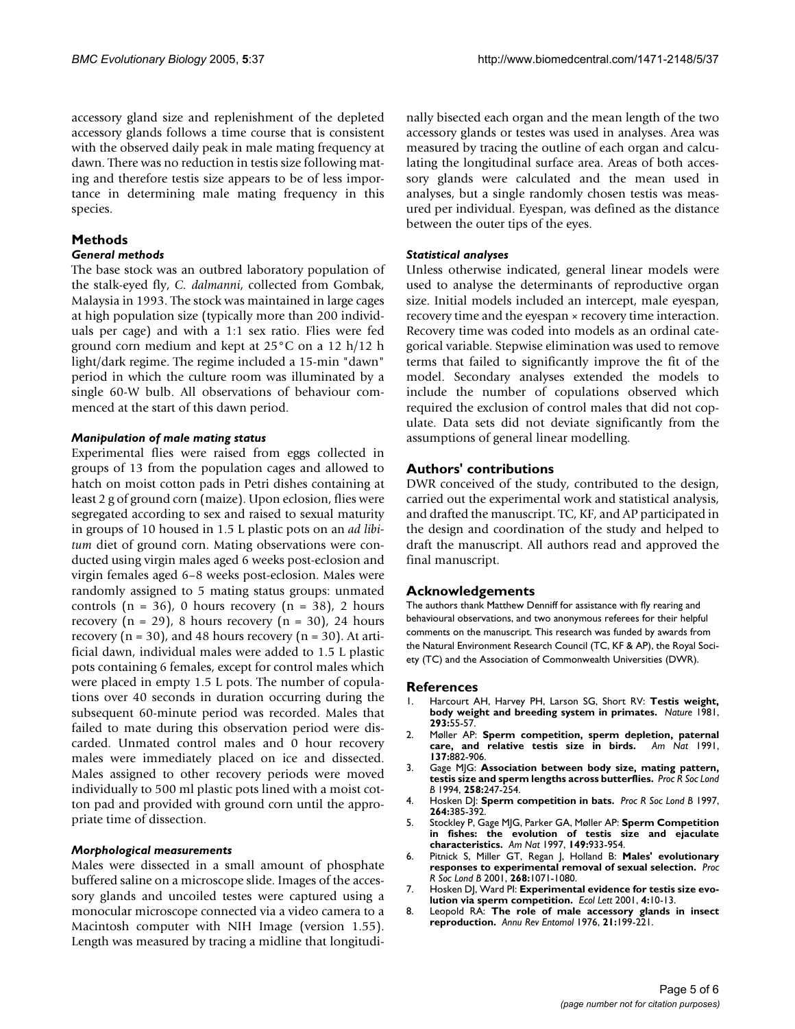accessory gland size and replenishment of the depleted accessory glands follows a time course that is consistent with the observed daily peak in male mating frequency at dawn. There was no reduction in testis size following mating and therefore testis size appears to be of less importance in determining male mating frequency in this species.

## Methods

### *General methods*

The base stock was an outbred laboratory population of the stalk-eyed fly, *C. dalmanni*, collected from Gombak, Malaysia in 1993. The stock was maintained in large cages at high population size (typically more than 200 individuals per cage) and with a 1:1 sex ratio. Flies were fed ground corn medium and kept at 25°C on a 12 h/12 h light/dark regime. The regime included a 15-min "dawn" period in which the culture room was illuminated by a single 60-W bulb. All observations of behaviour commenced at the start of this dawn period.

### *Manipulation of male mating status*

Experimental flies were raised from eggs collected in groups of 13 from the population cages and allowed to hatch on moist cotton pads in Petri dishes containing at least 2 g of ground corn (maize). Upon eclosion, flies were segregated according to sex and raised to sexual maturity in groups of 10 housed in 1.5 L plastic pots on an *ad libitum* diet of ground corn. Mating observations were conducted using virgin males aged 6 weeks post-eclosion and virgin females aged 6–8 weeks post-eclosion. Males were randomly assigned to 5 mating status groups: unmated controls (n = 36), 0 hours recovery (n = 38), 2 hours recovery (n = 29), 8 hours recovery (n = 30), 24 hours recovery (n = 30), and 48 hours recovery (n = 30). At artificial dawn, individual males were added to 1.5 L plastic pots containing 6 females, except for control males which were placed in empty 1.5 L pots. The number of copulations over 40 seconds in duration occurring during the subsequent 60-minute period was recorded. Males that failed to mate during this observation period were discarded. Unmated control males and 0 hour recovery males were immediately placed on ice and dissected. Males assigned to other recovery periods were moved individually to 500 ml plastic pots lined with a moist cotton pad and provided with ground corn until the appropriate time of dissection.

### *Morphological measurements*

Males were dissected in a small amount of phosphate buffered saline on a microscope slide. Images of the accessory glands and uncoiled testes were captured using a monocular microscope connected via a video camera to a Macintosh computer with NIH Image (version 1.55). Length was measured by tracing a midline that longitudinally bisected each organ and the mean length of the two accessory glands or testes was used in analyses. Area was measured by tracing the outline of each organ and calculating the longitudinal surface area. Areas of both accessory glands were calculated and the mean used in analyses, but a single randomly chosen testis was measured per individual. Eyespan, was defined as the distance between the outer tips of the eyes.

### *Statistical analyses*

Unless otherwise indicated, general linear models were used to analyse the determinants of reproductive organ size. Initial models included an intercept, male eyespan, recovery time and the eyespan × recovery time interaction. Recovery time was coded into models as an ordinal categorical variable. Stepwise elimination was used to remove terms that failed to significantly improve the fit of the model. Secondary analyses extended the models to include the number of copulations observed which required the exclusion of control males that did not copulate. Data sets did not deviate significantly from the assumptions of general linear modelling.

## Authors' contributions

DWR conceived of the study, contributed to the design, carried out the experimental work and statistical analysis, and drafted the manuscript. TC, KF, and AP participated in the design and coordination of the study and helped to draft the manuscript. All authors read and approved the final manuscript.

## Acknowledgements

The authors thank Matthew Denniff for assistance with fly rearing and behavioural observations, and two anonymous referees for their helpful comments on the manuscript. This research was funded by awards from the Natural Environment Research Council (TC, KF & AP), the Royal Society (TC) and the Association of Commonwealth Universities (DWR).

## References

1. Harcourt AH, Harvey PH, Larson SG, Short RV: **Testis weight, body weight and breeding system in primates.** *Nature* 1981, **293:**55-57.
2. Møller AP: **Sperm competition, sperm depletion, paternal care, and relative testis size in birds.** *Am Nat* 1991, **137:**882-906.
3. Gage MJG: **Association between body size, mating pattern, testis size and sperm lengths across butterflies.** *Proc R Soc Lond B* 1994, **258:**247-254.
4. Hosken DJ: **Sperm competition in bats.** *Proc R Soc Lond B* 1997, **264:**385-392.
5. Stockley P, Gage MJG, Parker GA, Møller AP: **Sperm Competition in fishes: the evolution of testis size and ejaculate characteristics.** *Am Nat* 1997, **149:**933-954.
6. Pitnick S, Miller GT, Regan J, Holland B: **Males' evolutionary responses to experimental removal of sexual selection.** *Proc R Soc Lond B* 2001, **268:**1071-1080.
7. Hosken DJ, Ward PI: **Experimental evidence for testis size evolution via sperm competition.** *Ecol Lett* 2001, **4:**10-13.
8. Leopold RA: **The role of male accessory glands in insect reproduction.** *Annu Rev Entomol* 1976, **21:**199-221.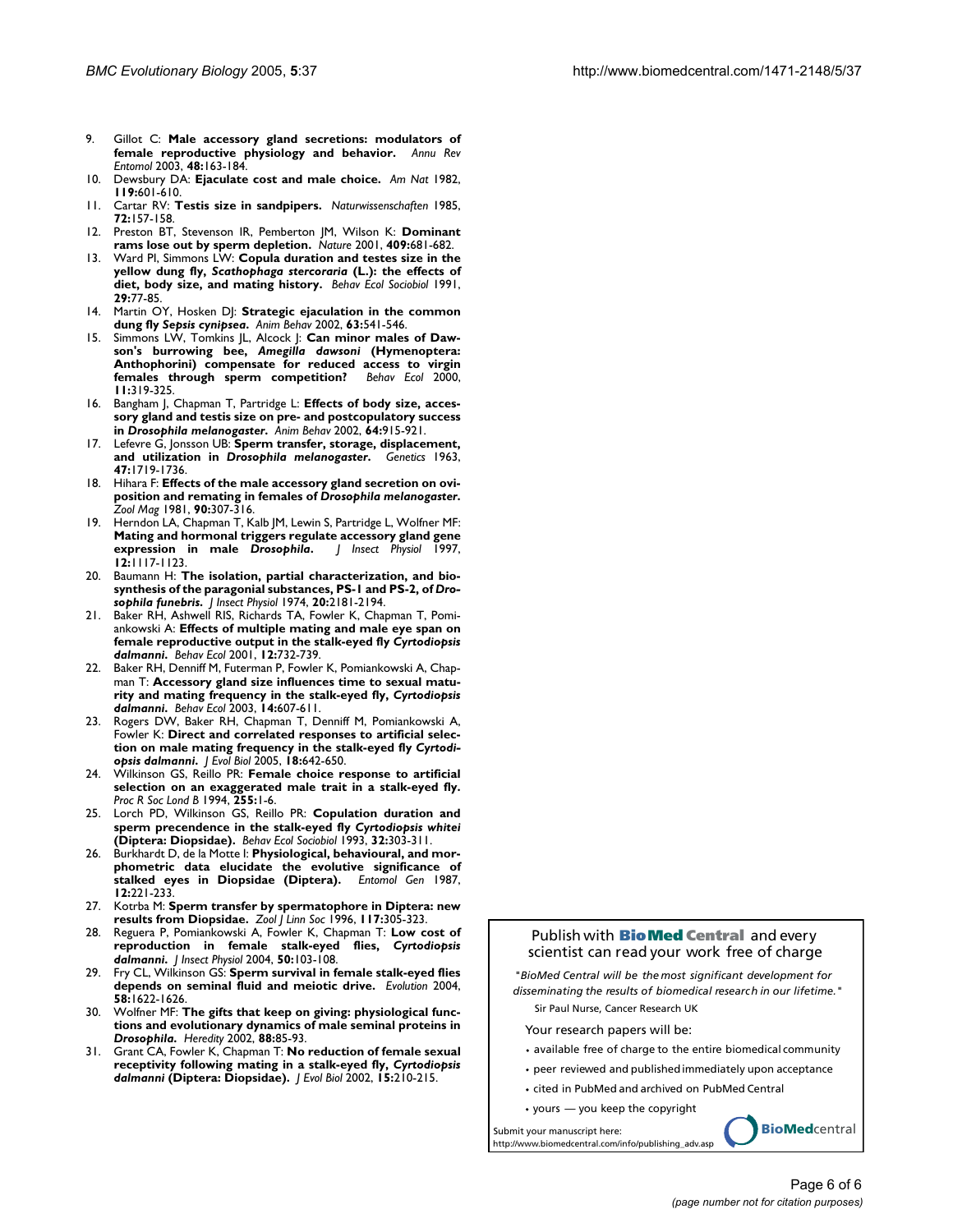9. Gillot C: **Male accessory gland secretions: modulators of female reproductive physiology and behavior.** *Annu Rev Entomol* 2003, **48:**163-184.
10. Dewsbury DA: **Ejaculate cost and male choice.** *Am Nat* 1982, **119:**601-610.
11. Cartar RV: **Testis size in sandpipers.** *Naturwissenschaften* 1985, **72:**157-158.
12. Preston BT, Stevenson IR, Pemberton JM, Wilson K: **Dominant rams lose out by sperm depletion.** *Nature* 2001, **409:**681-682.
13. Ward PI, Simmons LW: **Copula duration and testes size in the yellow dung fly, *Scathophaga stercoraria* (L.): the effects of diet, body size, and mating history.** *Behav Ecol Sociobiol* 1991, **29:**77-85.
14. Martin OY, Hosken DJ: **Strategic ejaculation in the common dung fly *Sepsis cynipsea*.** *Anim Behav* 2002, **63:**541-546.
15. Simmons LW, Tomkins JL, Alcock J: **Can minor males of Dawson's burrowing bee, *Amegilla dawsoni* (Hymenoptera: Anthophorini) compensate for reduced access to virgin females through sperm competition?** *Behav Ecol* 2000, **11:**319-325.
16. Bangham J, Chapman T, Partridge L: **Effects of body size, accessory gland and testis size on pre- and postcopulatory success in *Drosophila melanogaster*.** *Anim Behav* 2002, **64:**915-921.
17. Lefevre G, Jonsson UB: **Sperm transfer, storage, displacement, and utilization in *Drosophila melanogaster*.** *Genetics* 1963, **47:**1719-1736.
18. Hihara F: **Effects of the male accessory gland secretion on oviposition and remating in females of *Drosophila melanogaster*.** *Zool Mag* 1981, **90:**307-316.
19. Herndon LA, Chapman T, Kalb JM, Lewin S, Partridge L, Wolfner MF: **Mating and hormonal triggers regulate accessory gland gene expression in male *Drosophila*.** *J Insect Physiol* 1997, **12:**1117-1123.
20. Baumann H: **The isolation, partial characterization, and biosynthesis of the paragonial substances, PS-1 and PS-2, of *Drosophila funebris*.** *J Insect Physiol* 1974, **20:**2181-2194.
21. Baker RH, Ashwell RIS, Richards TA, Fowler K, Chapman T, Pomiankowski A: **Effects of multiple mating and male eye span on female reproductive output in the stalk-eyed fly *Cyrtodiopsis dalmanni*.** *Behav Ecol* 2001, **12:**732-739.
22. Baker RH, Denniff M, Futerman P, Fowler K, Pomiankowski A, Chapman T: **Accessory gland size influences time to sexual maturity and mating frequency in the stalk-eyed fly, *Cyrtodiopsis dalmanni*.** *Behav Ecol* 2003, **14:**607-611.
23. Rogers DW, Baker RH, Chapman T, Denniff M, Pomiankowski A, Fowler K: **Direct and correlated responses to artificial selection on male mating frequency in the stalk-eyed fly *Cyrtodiopsis dalmanni*.** *J Evol Biol* 2005, **18:**642-650.
24. Wilkinson GS, Reillo PR: **Female choice response to artificial selection on an exaggerated male trait in a stalk-eyed fly.** *Proc R Soc Lond B* 1994, **255:**1-6.
25. Lorch PD, Wilkinson GS, Reillo PR: **Copulation duration and sperm precendence in the stalk-eyed fly *Cyrtodiopsis whitei* (Diptera: Diopsidae).** *Behav Ecol Sociobiol* 1993, **32:**303-311.
26. Burkhardt D, de la Motte I: **Physiological, behavioural, and morphometric data elucidate the evolutive significance of stalked eyes in Diopsidae (Diptera).** *Entomol Gen* 1987, **12:**221-233.
27. Kotrba M: **Sperm transfer by spermatophore in Diptera: new results from Diopsidae.** *Zool J Linn Soc* 1996, **117:**305-323.
28. Reguera P, Pomiankowski A, Fowler K, Chapman T: **Low cost of reproduction in female stalk-eyed flies, *Cyrtodiopsis dalmanni*.** *J Insect Physiol* 2004, **50:**103-108.
29. Fry CL, Wilkinson GS: **Sperm survival in female stalk-eyed flies depends on seminal fluid and meiotic drive.** *Evolution* 2004, **58:**1622-1626.
30. Wolfner MF: **The gifts that keep on giving: physiological functions and evolutionary dynamics of male seminal proteins in *Drosophila*.** *Heredity* 2002, **88:**85-93.
31. Grant CA, Fowler K, Chapman T: **No reduction of female sexual receptivity following mating in a stalk-eyed fly, *Cyrtodiopsis dalmanni* (Diptera: Diopsidae).** *J Evol Biol* 2002, **15:**210-215.

Publish with **BioMed Central** and every scientist can read your work free of charge

*"BioMed Central will be the most significant development for disseminating the results of biomedical research in our lifetime."*
Sir Paul Nurse, Cancer Research UK

Your research papers will be:

- available free of charge to the entire biomedical community
- peer reviewed and published immediately upon acceptance
- cited in PubMed and archived on PubMed Central
- yours — you keep the copyright

Submit your manuscript here:
http://www.biomedcentral.com/info/publishing_adv.asp

**BioMed**central